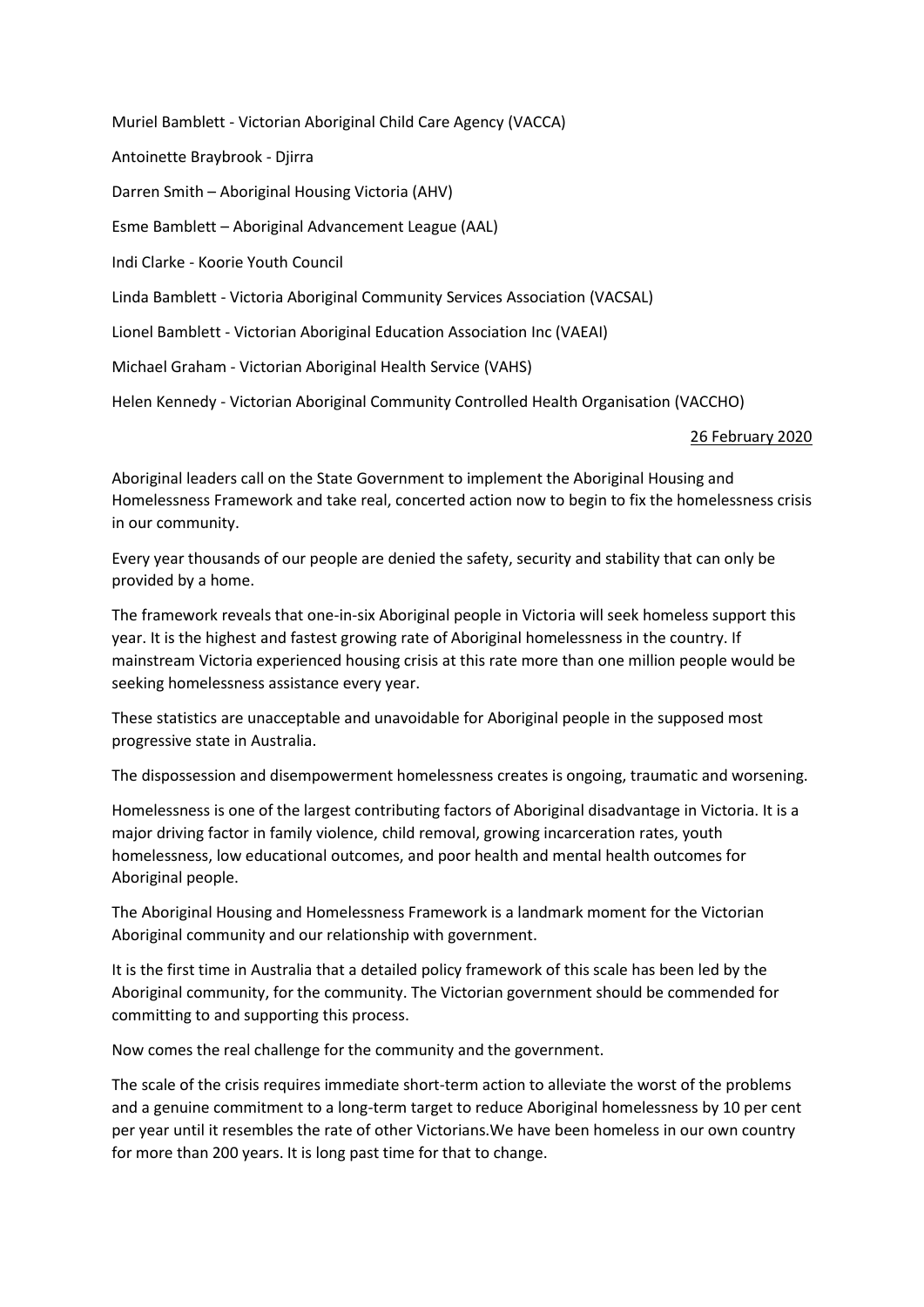Muriel Bamblett - Victorian Aboriginal Child Care Agency (VACCA)

Antoinette Braybrook - Djirra

Darren Smith – Aboriginal Housing Victoria (AHV)

Esme Bamblett – Aboriginal Advancement League (AAL)

Indi Clarke - Koorie Youth Council

Linda Bamblett - Victoria Aboriginal Community Services Association (VACSAL)

Lionel Bamblett - Victorian Aboriginal Education Association Inc (VAEAI)

Michael Graham - Victorian Aboriginal Health Service (VAHS)

Helen Kennedy - Victorian Aboriginal Community Controlled Health Organisation (VACCHO)

26 February 2020

Aboriginal leaders call on the State Government to implement the Aboriginal Housing and Homelessness Framework and take real, concerted action now to begin to fix the homelessness crisis in our community.

Every year thousands of our people are denied the safety, security and stability that can only be provided by a home.

The framework reveals that one-in-six Aboriginal people in Victoria will seek homeless support this year. It is the highest and fastest growing rate of Aboriginal homelessness in the country. If mainstream Victoria experienced housing crisis at this rate more than one million people would be seeking homelessness assistance every year.

These statistics are unacceptable and unavoidable for Aboriginal people in the supposed most progressive state in Australia.

The dispossession and disempowerment homelessness creates is ongoing, traumatic and worsening.

Homelessness is one of the largest contributing factors of Aboriginal disadvantage in Victoria. It is a major driving factor in family violence, child removal, growing incarceration rates, youth homelessness, low educational outcomes, and poor health and mental health outcomes for Aboriginal people.

The Aboriginal Housing and Homelessness Framework is a landmark moment for the Victorian Aboriginal community and our relationship with government.

It is the first time in Australia that a detailed policy framework of this scale has been led by the Aboriginal community, for the community. The Victorian government should be commended for committing to and supporting this process.

Now comes the real challenge for the community and the government.

The scale of the crisis requires immediate short-term action to alleviate the worst of the problems and a genuine commitment to a long-term target to reduce Aboriginal homelessness by 10 per cent per year until it resembles the rate of other Victorians.We have been homeless in our own country for more than 200 years. It is long past time for that to change.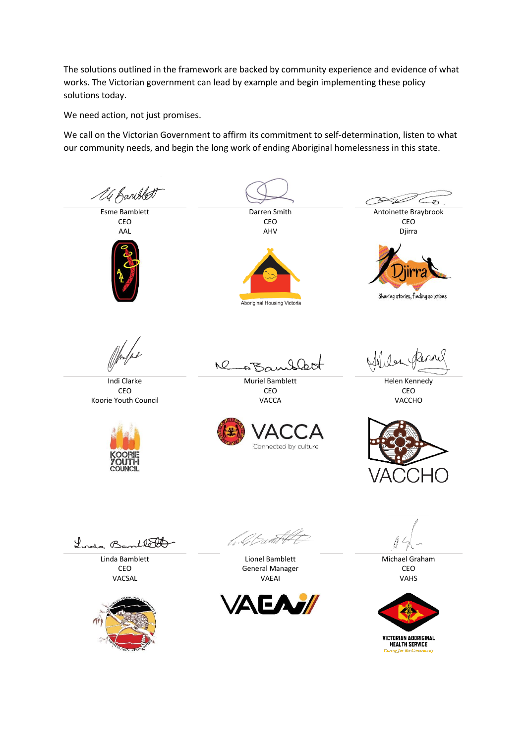The solutions outlined in the framework are backed by community experience and evidence of what works. The Victorian government can lead by example and begin implementing these policy solutions today.

We need action, not just promises.

We call on the Victorian Government to affirm its commitment to self-determination, listen to what our community needs, and begin the long work of ending Aboriginal homelessness in this state.

Esme Bamblett
CEO
AAL

Darren Smith
CEO
AHV

Antoinette Braybrook
CEO
Djirra

Indi Clarke
CEO
Koorie Youth Council

Muriel Bamblett
CEO
VACCA

Helen Kennedy
CEO
VACCHO

Linda Bamblett
CEO
VACSAL

Lionel Bamblett
General Manager
VAEAI

Michael Graham
CEO
VAHS